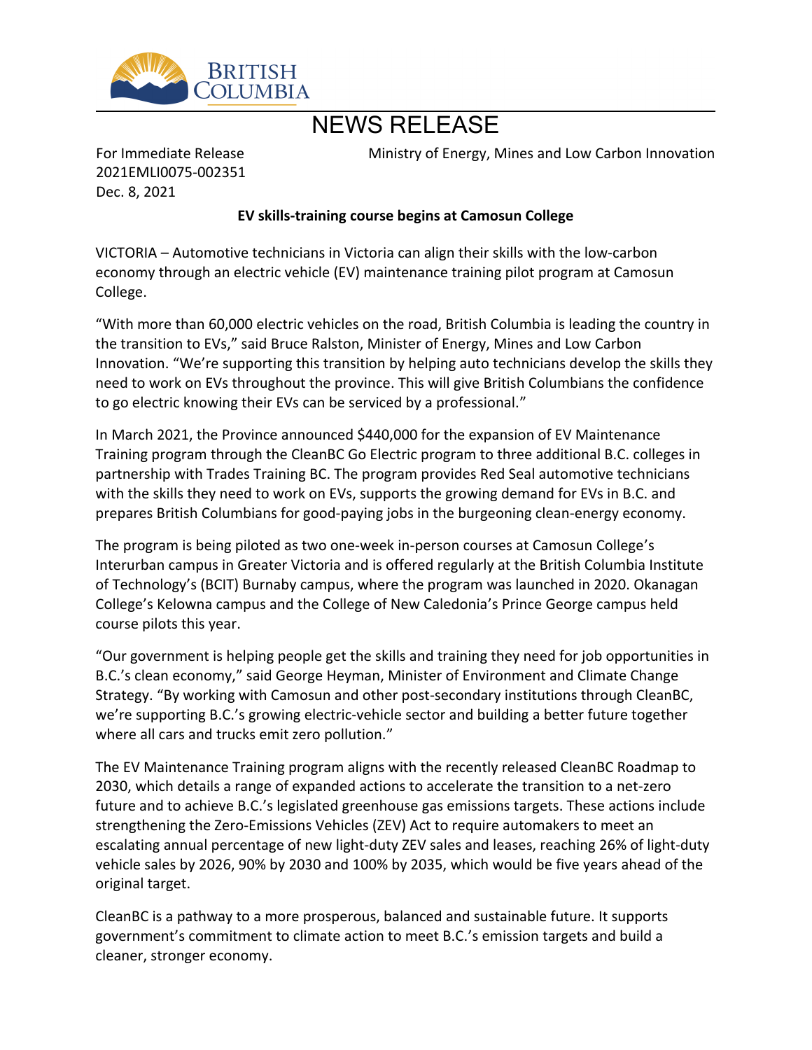BRITISH COLUMBIA

# NEWS RELEASE

For Immediate Release
2021EMLI0075-002351
Dec. 8, 2021

Ministry of Energy, Mines and Low Carbon Innovation

**EV skills-training course begins at Camosun College**

VICTORIA – Automotive technicians in Victoria can align their skills with the low-carbon economy through an electric vehicle (EV) maintenance training pilot program at Camosun College.

"With more than 60,000 electric vehicles on the road, British Columbia is leading the country in the transition to EVs," said Bruce Ralston, Minister of Energy, Mines and Low Carbon Innovation. "We're supporting this transition by helping auto technicians develop the skills they need to work on EVs throughout the province. This will give British Columbians the confidence to go electric knowing their EVs can be serviced by a professional."

In March 2021, the Province announced $440,000 for the expansion of EV Maintenance Training program through the CleanBC Go Electric program to three additional B.C. colleges in partnership with Trades Training BC. The program provides Red Seal automotive technicians with the skills they need to work on EVs, supports the growing demand for EVs in B.C. and prepares British Columbians for good-paying jobs in the burgeoning clean-energy economy.

The program is being piloted as two one-week in-person courses at Camosun College's Interurban campus in Greater Victoria and is offered regularly at the British Columbia Institute of Technology's (BCIT) Burnaby campus, where the program was launched in 2020. Okanagan College's Kelowna campus and the College of New Caledonia's Prince George campus held course pilots this year.

"Our government is helping people get the skills and training they need for job opportunities in B.C.'s clean economy," said George Heyman, Minister of Environment and Climate Change Strategy. "By working with Camosun and other post-secondary institutions through CleanBC, we're supporting B.C.'s growing electric-vehicle sector and building a better future together where all cars and trucks emit zero pollution."

The EV Maintenance Training program aligns with the recently released CleanBC Roadmap to 2030, which details a range of expanded actions to accelerate the transition to a net-zero future and to achieve B.C.'s legislated greenhouse gas emissions targets. These actions include strengthening the Zero-Emissions Vehicles (ZEV) Act to require automakers to meet an escalating annual percentage of new light-duty ZEV sales and leases, reaching 26% of light-duty vehicle sales by 2026, 90% by 2030 and 100% by 2035, which would be five years ahead of the original target.

CleanBC is a pathway to a more prosperous, balanced and sustainable future. It supports government's commitment to climate action to meet B.C.'s emission targets and build a cleaner, stronger economy.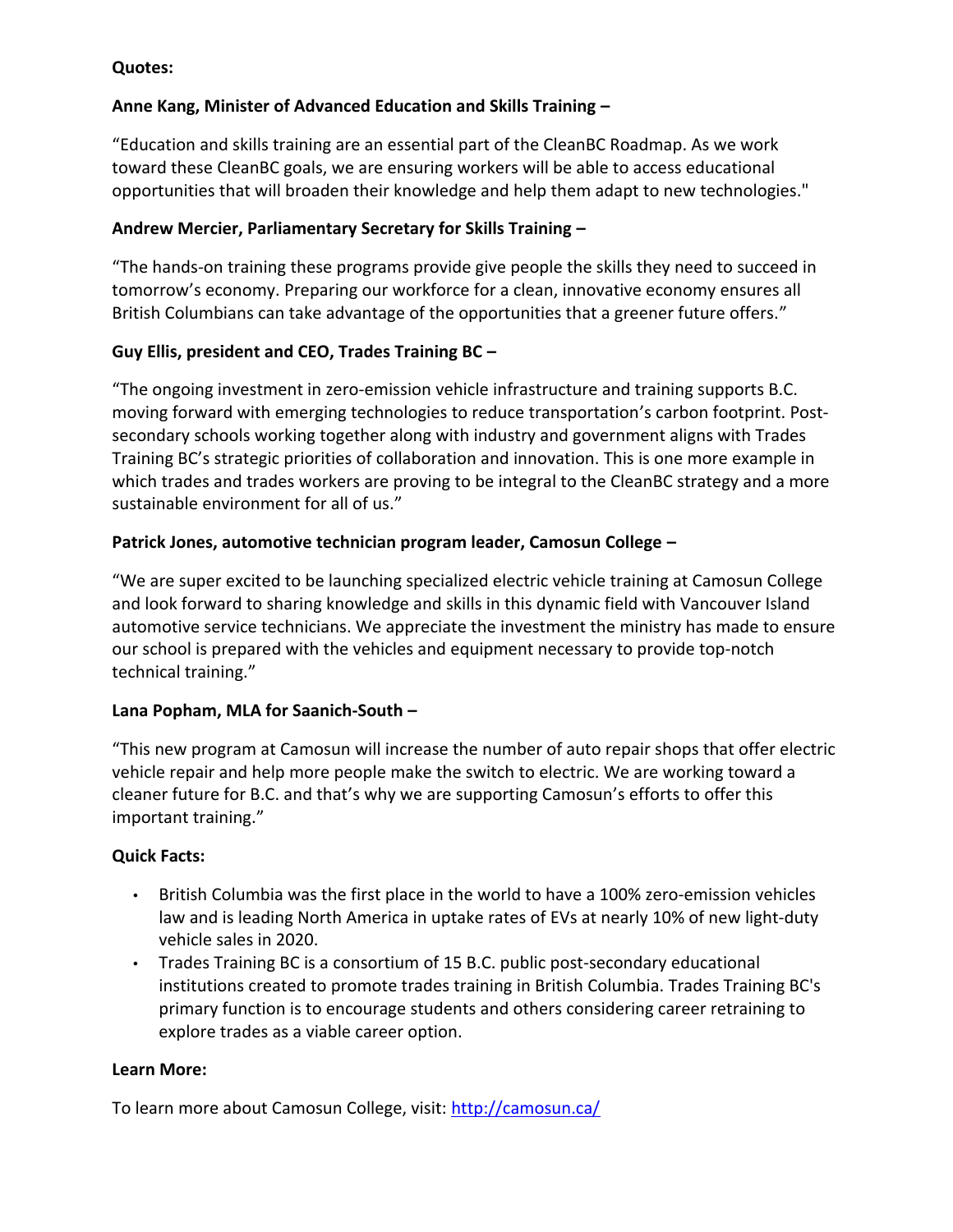**Quotes:**

**Anne Kang, Minister of Advanced Education and Skills Training –**

"Education and skills training are an essential part of the CleanBC Roadmap. As we work toward these CleanBC goals, we are ensuring workers will be able to access educational opportunities that will broaden their knowledge and help them adapt to new technologies."

**Andrew Mercier, Parliamentary Secretary for Skills Training –**

"The hands-on training these programs provide give people the skills they need to succeed in tomorrow's economy. Preparing our workforce for a clean, innovative economy ensures all British Columbians can take advantage of the opportunities that a greener future offers."

**Guy Ellis, president and CEO, Trades Training BC –**

"The ongoing investment in zero-emission vehicle infrastructure and training supports B.C. moving forward with emerging technologies to reduce transportation's carbon footprint. Post-secondary schools working together along with industry and government aligns with Trades Training BC's strategic priorities of collaboration and innovation. This is one more example in which trades and trades workers are proving to be integral to the CleanBC strategy and a more sustainable environment for all of us."

**Patrick Jones, automotive technician program leader, Camosun College –**

"We are super excited to be launching specialized electric vehicle training at Camosun College and look forward to sharing knowledge and skills in this dynamic field with Vancouver Island automotive service technicians. We appreciate the investment the ministry has made to ensure our school is prepared with the vehicles and equipment necessary to provide top-notch technical training."

**Lana Popham, MLA for Saanich-South –**

"This new program at Camosun will increase the number of auto repair shops that offer electric vehicle repair and help more people make the switch to electric. We are working toward a cleaner future for B.C. and that's why we are supporting Camosun's efforts to offer this important training."

**Quick Facts:**

- British Columbia was the first place in the world to have a 100% zero-emission vehicles law and is leading North America in uptake rates of EVs at nearly 10% of new light-duty vehicle sales in 2020.
- Trades Training BC is a consortium of 15 B.C. public post-secondary educational institutions created to promote trades training in British Columbia. Trades Training BC's primary function is to encourage students and others considering career retraining to explore trades as a viable career option.

**Learn More:**

To learn more about Camosun College, visit: [http://camosun.ca/](http://camosun.ca/)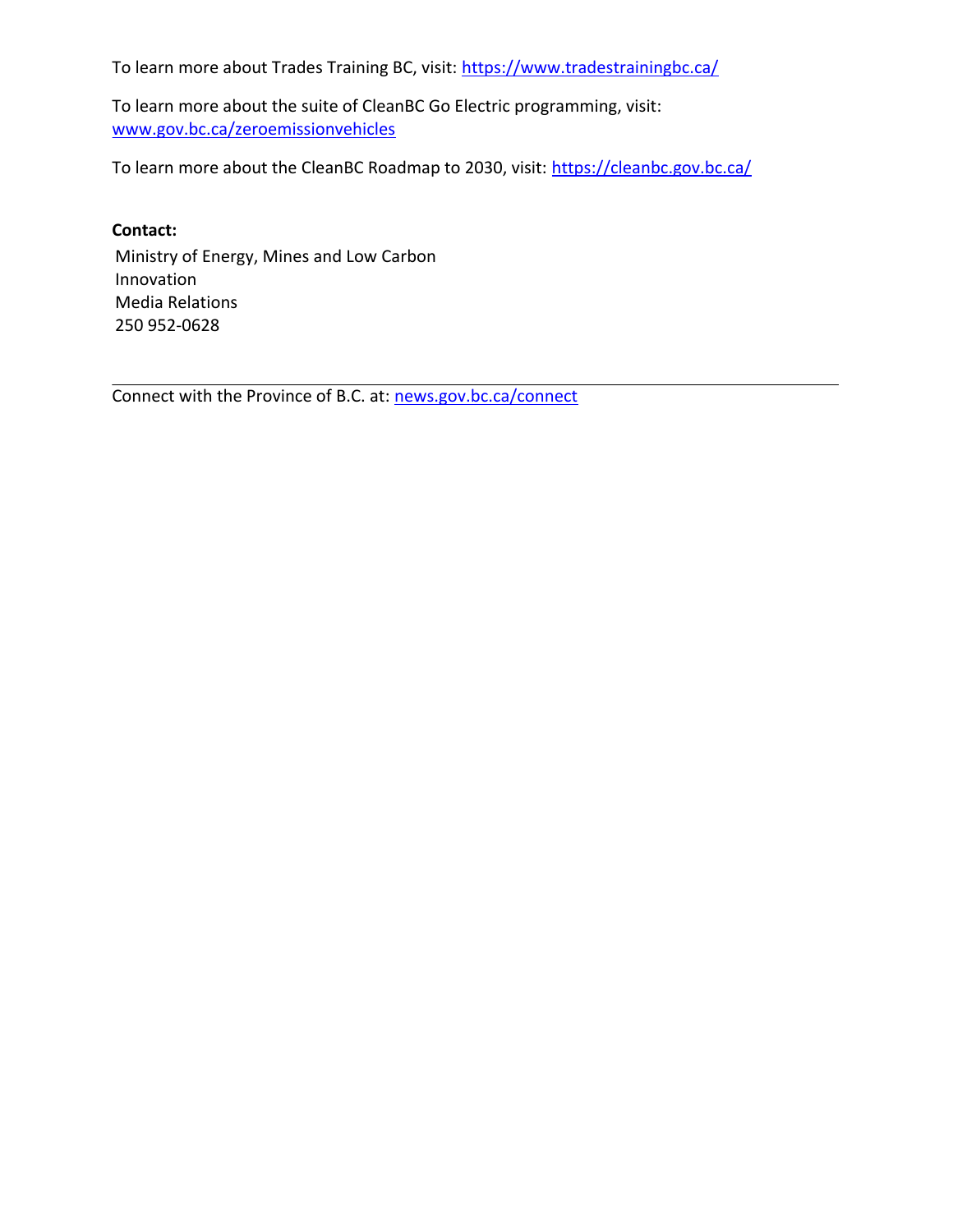To learn more about Trades Training BC, visit: https://www.tradestrainingbc.ca/

To learn more about the suite of CleanBC Go Electric programming, visit: www.gov.bc.ca/zeroemissionvehicles

To learn more about the CleanBC Roadmap to 2030, visit: https://cleanbc.gov.bc.ca/

**Contact:**

Ministry of Energy, Mines and Low Carbon Innovation
Media Relations
250 952-0628

---

Connect with the Province of B.C. at: news.gov.bc.ca/connect